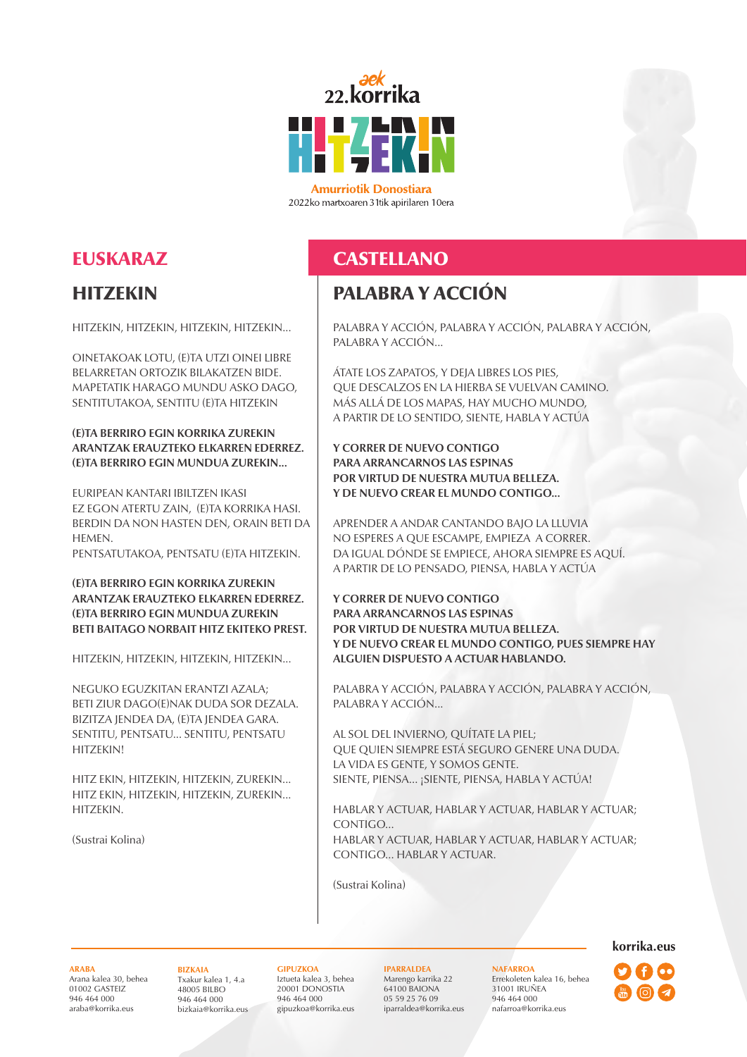aek
22.korrika

HITZEKIN

**Amurriotik Donostiara**
2022ko martxoaren 31tik apirilaren 10era

## EUSKARAZ

## HITZEKIN

HITZEKIN, HITZEKIN, HITZEKIN, HITZEKIN...

OINETAKOAK LOTU, (E)TA UTZI OINEI LIBRE
BELARRETAN ORTOZIK BILAKATZEN BIDE.
MAPETATIK HARAGO MUNDU ASKO DAGO,
SENTITUTAKOA, SENTITU (E)TA HITZEKIN

**(E)TA BERRIRO EGIN KORRIKA ZUREKIN**
**ARANTZAK ERAUZTEKO ELKARREN EDERREZ.**
**(E)TA BERRIRO EGIN MUNDUA ZUREKIN...**

EURIPEAN KANTARI IBILTZEN IKASI
EZ EGON ATERTU ZAIN, (E)TA KORRIKA HASI.
BERDIN DA NON HASTEN DEN, ORAIN BETI DA HEMEN.
PENTSATUTAKOA, PENTSATU (E)TA HITZEKIN.

**(E)TA BERRIRO EGIN KORRIKA ZUREKIN**
**ARANTZAK ERAUZTEKO ELKARREN EDERREZ.**
**(E)TA BERRIRO EGIN MUNDUA ZUREKIN**
**BETI BAITAGO NORBAIT HITZ EKITEKO PREST.**

HITZEKIN, HITZEKIN, HITZEKIN, HITZEKIN...

NEGUKO EGUZKITAN ERANTZI AZALA;
BETI ZIUR DAGO(E)NAK DUDA SOR DEZALA.
BIZITZA JENDEA DA, (E)TA JENDEA GARA.
SENTITU, PENTSATU... SENTITU, PENTSATU HITZEKIN!

HITZ EKIN, HITZEKIN, HITZEKIN, ZUREKIN...
HITZ EKIN, HITZEKIN, HITZEKIN, ZUREKIN...
HITZEKIN.

(Sustrai Kolina)

## CASTELLANO

## PALABRA Y ACCIÓN

PALABRA Y ACCIÓN, PALABRA Y ACCIÓN, PALABRA Y ACCIÓN, PALABRA Y ACCIÓN...

ÁTATE LOS ZAPATOS, Y DEJA LIBRES LOS PIES,
QUE DESCALZOS EN LA HIERBA SE VUELVAN CAMINO.
MÁS ALLÁ DE LOS MAPAS, HAY MUCHO MUNDO,
A PARTIR DE LO SENTIDO, SIENTE, HABLA Y ACTÚA

**Y CORRER DE NUEVO CONTIGO**
**PARA ARRANCARNOS LAS ESPINAS**
**POR VIRTUD DE NUESTRA MUTUA BELLEZA.**
**Y DE NUEVO CREAR EL MUNDO CONTIGO...**

APRENDER A ANDAR CANTANDO BAJO LA LLUVIA
NO ESPERES A QUE ESCAMPE, EMPIEZA A CORRER.
DA IGUAL DÓNDE SE EMPIECE, AHORA SIEMPRE ES AQUÍ.
A PARTIR DE LO PENSADO, PIENSA, HABLA Y ACTÚA

**Y CORRER DE NUEVO CONTIGO**
**PARA ARRANCARNOS LAS ESPINAS**
**POR VIRTUD DE NUESTRA MUTUA BELLEZA.**
**Y DE NUEVO CREAR EL MUNDO CONTIGO, PUES SIEMPRE HAY ALGUIEN DISPUESTO A ACTUAR HABLANDO.**

PALABRA Y ACCIÓN, PALABRA Y ACCIÓN, PALABRA Y ACCIÓN, PALABRA Y ACCIÓN...

AL SOL DEL INVIERNO, QUÍTATE LA PIEL;
QUE QUIEN SIEMPRE ESTÁ SEGURO GENERE UNA DUDA.
LA VIDA ES GENTE, Y SOMOS GENTE.
SIENTE, PIENSA... ¡SIENTE, PIENSA, HABLA Y ACTÚA!

HABLAR Y ACTUAR, HABLAR Y ACTUAR, HABLAR Y ACTUAR;
CONTIGO...
HABLAR Y ACTUAR, HABLAR Y ACTUAR, HABLAR Y ACTUAR;
CONTIGO... HABLAR Y ACTUAR.

(Sustrai Kolina)

**korrika.eus**

**ARABA**
Arana kalea 30, behea
01002 GASTEIZ
946 464 000
araba@korrika.eus

**BIZKAIA**
Txakur kalea 1, 4.a
48005 BILBO
946 464 000
bizkaia@korrika.eus

**GIPUZKOA**
Iztueta kalea 3, behea
20001 DONOSTIA
946 464 000
gipuzkoa@korrika.eus

**IPARRALDEA**
Marengo karrika 22
64100 BAIONA
05 59 25 76 09
iparraldea@korrika.eus

**NAFARROA**
Errekoleten kalea 16, behea
31001 IRUÑEA
946 464 000
nafarroa@korrika.eus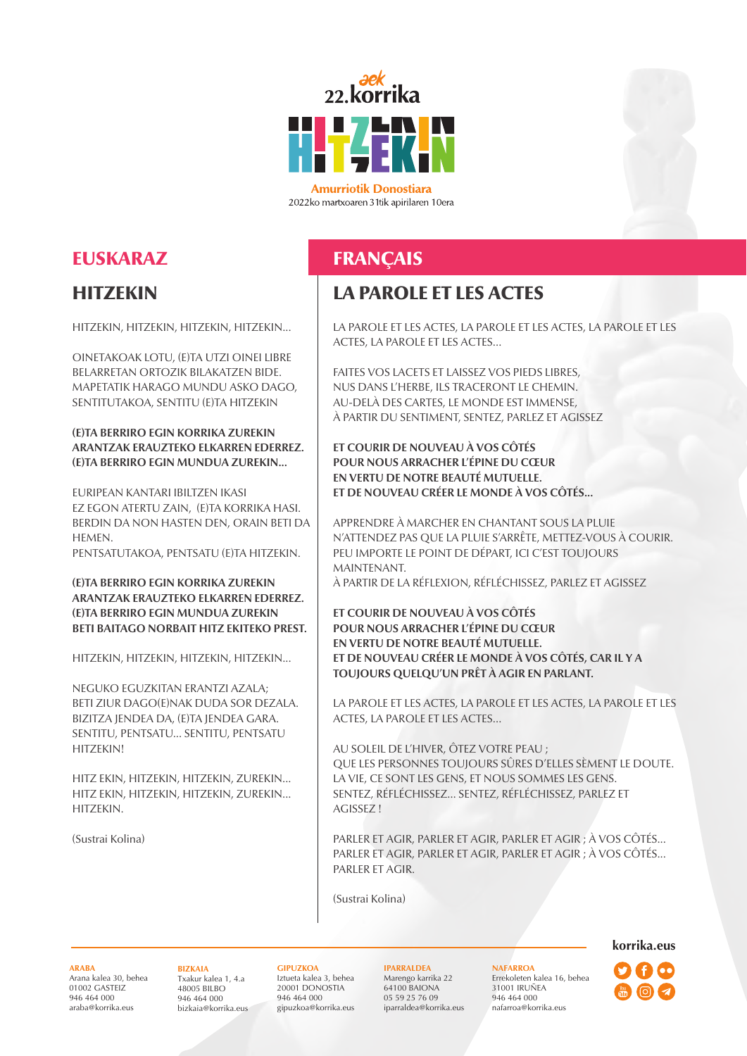aek
22.korrika

HITZEKIN

Amurriotik Donostiara
2022ko martxoaren 31tik apirilaren 10era

## EUSKARAZ

### HITZEKIN

HITZEKIN, HITZEKIN, HITZEKIN, HITZEKIN...

OINETAKOAK LOTU, (E)TA UTZI OINEI LIBRE
BELARRETAN ORTOZIK BILAKATZEN BIDE.
MAPETATIK HARAGO MUNDU ASKO DAGO,
SENTITUTAKOA, SENTITU (E)TA HITZEKIN

**(E)TA BERRIRO EGIN KORRIKA ZUREKIN**
**ARANTZAK ERAUZTEKO ELKARREN EDERREZ.**
**(E)TA BERRIRO EGIN MUNDUA ZUREKIN...**

EURIPEAN KANTARI IBILTZEN IKASI
EZ EGON ATERTU ZAIN, (E)TA KORRIKA HASI.
BERDIN DA NON HASTEN DEN, ORAIN BETI DA HEMEN.
PENTSATUTAKOA, PENTSATU (E)TA HITZEKIN.

**(E)TA BERRIRO EGIN KORRIKA ZUREKIN**
**ARANTZAK ERAUZTEKO ELKARREN EDERREZ.**
**(E)TA BERRIRO EGIN MUNDUA ZUREKIN**
**BETI BAITAGO NORBAIT HITZ EKITEKO PREST.**

HITZEKIN, HITZEKIN, HITZEKIN, HITZEKIN...

NEGUKO EGUZKITAN ERANTZI AZALA;
BETI ZIUR DAGO(E)NAK DUDA SOR DEZALA.
BIZITZA JENDEA DA, (E)TA JENDEA GARA.
SENTITU, PENTSATU... SENTITU, PENTSATU HITZEKIN!

HITZ EKIN, HITZEKIN, HITZEKIN, ZUREKIN...
HITZ EKIN, HITZEKIN, HITZEKIN, ZUREKIN...
HITZEKIN.

(Sustrai Kolina)

## FRANÇAIS

### LA PAROLE ET LES ACTES

LA PAROLE ET LES ACTES, LA PAROLE ET LES ACTES, LA PAROLE ET LES ACTES, LA PAROLE ET LES ACTES...

FAITES VOS LACETS ET LAISSEZ VOS PIEDS LIBRES,
NUS DANS L'HERBE, ILS TRACERONT LE CHEMIN.
AU-DELÀ DES CARTES, LE MONDE EST IMMENSE,
À PARTIR DU SENTIMENT, SENTEZ, PARLEZ ET AGISSEZ

**ET COURIR DE NOUVEAU À VOS CÔTÉS**
**POUR NOUS ARRACHER L'ÉPINE DU CŒUR**
**EN VERTU DE NOTRE BEAUTÉ MUTUELLE.**
**ET DE NOUVEAU CRÉER LE MONDE À VOS CÔTÉS...**

APPRENDRE À MARCHER EN CHANTANT SOUS LA PLUIE
N'ATTENDEZ PAS QUE LA PLUIE S'ARRÊTE, METTEZ-VOUS À COURIR.
PEU IMPORTE LE POINT DE DÉPART, ICI C'EST TOUJOURS MAINTENANT.
À PARTIR DE LA RÉFLEXION, RÉFLÉCHISSEZ, PARLEZ ET AGISSEZ

**ET COURIR DE NOUVEAU À VOS CÔTÉS**
**POUR NOUS ARRACHER L'ÉPINE DU CŒUR**
**EN VERTU DE NOTRE BEAUTÉ MUTUELLE.**
**ET DE NOUVEAU CRÉER LE MONDE À VOS CÔTÉS, CAR IL Y A TOUJOURS QUELQU'UN PRÊT À AGIR EN PARLANT.**

LA PAROLE ET LES ACTES, LA PAROLE ET LES ACTES, LA PAROLE ET LES ACTES, LA PAROLE ET LES ACTES...

AU SOLEIL DE L'HIVER, ÔTEZ VOTRE PEAU ;
QUE LES PERSONNES TOUJOURS SÛRES D'ELLES SÈMENT LE DOUTE.
LA VIE, CE SONT LES GENS, ET NOUS SOMMES LES GENS.
SENTEZ, RÉFLÉCHISSEZ... SENTEZ, RÉFLÉCHISSEZ, PARLEZ ET AGISSEZ !

PARLER ET AGIR, PARLER ET AGIR, PARLER ET AGIR ; À VOS CÔTÉS...
PARLER ET AGIR, PARLER ET AGIR, PARLER ET AGIR ; À VOS CÔTÉS...
PARLER ET AGIR.

(Sustrai Kolina)

**ARABA**
Arana kalea 30, behea
01002 GASTEIZ
946 464 000
araba@korrika.eus

**BIZKAIA**
Txakur kalea 1, 4.a
48005 BILBO
946 464 000
bizkaia@korrika.eus

**GIPUZKOA**
Iztueta kalea 3, behea
20001 DONOSTIA
946 464 000
gipuzkoa@korrika.eus

**IPARRALDEA**
Marengo karrika 22
64100 BAIONA
05 59 25 76 09
iparraldea@korrika.eus

**NAFARROA**
Errekoleten kalea 16, behea
31001 IRUÑEA
946 464 000
nafarroa@korrika.eus

**korrika.eus**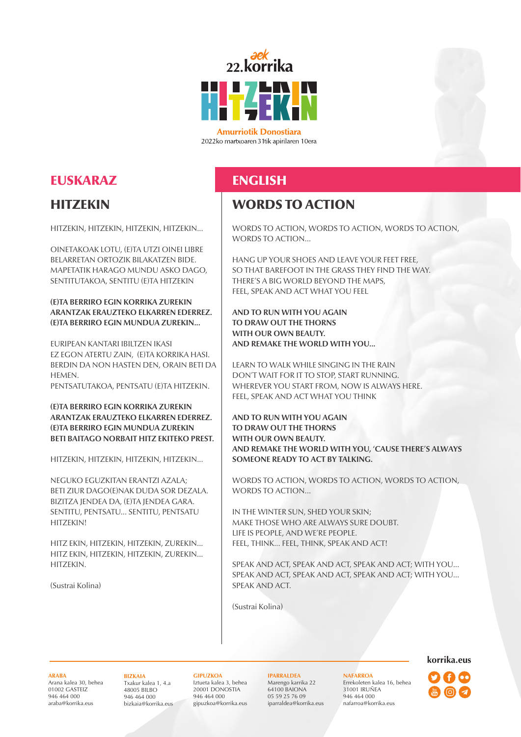aek 22.korrika

HITZEKIN

Amurriotik Donostiara

2022ko martxoaren 31tik apirilaren 10era

## EUSKARAZ

## HITZEKIN

HITZEKIN, HITZEKIN, HITZEKIN, HITZEKIN...

OINETAKOAK LOTU, (E)TA UTZI OINEI LIBRE
BELARRETAN ORTOZIK BILAKATZEN BIDE.
MAPETATIK HARAGO MUNDU ASKO DAGO,
SENTITUTAKOA, SENTITU (E)TA HITZEKIN

**(E)TA BERRIRO EGIN KORRIKA ZUREKIN
ARANTZAK ERAUZTEKO ELKARREN EDERREZ.
(E)TA BERRIRO EGIN MUNDUA ZUREKIN...**

EURIPEAN KANTARI IBILTZEN IKASI
EZ EGON ATERTU ZAIN, (E)TA KORRIKA HASI.
BERDIN DA NON HASTEN DEN, ORAIN BETI DA HEMEN.
PENTSATUTAKOA, PENTSATU (E)TA HITZEKIN.

**(E)TA BERRIRO EGIN KORRIKA ZUREKIN
ARANTZAK ERAUZTEKO ELKARREN EDERREZ.
(E)TA BERRIRO EGIN MUNDUA ZUREKIN
BETI BAITAGO NORBAIT HITZ EKITEKO PREST.**

HITZEKIN, HITZEKIN, HITZEKIN, HITZEKIN...

NEGUKO EGUZKITAN ERANTZI AZALA;
BETI ZIUR DAGO(E)NAK DUDA SOR DEZALA.
BIZITZA JENDEA DA, (E)TA JENDEA GARA.
SENTITU, PENTSATU... SENTITU, PENTSATU HITZEKIN!

HITZ EKIN, HITZEKIN, HITZEKIN, ZUREKIN...
HITZ EKIN, HITZEKIN, HITZEKIN, ZUREKIN...
HITZEKIN.

(Sustrai Kolina)

## ENGLISH

## WORDS TO ACTION

WORDS TO ACTION, WORDS TO ACTION, WORDS TO ACTION, WORDS TO ACTION...

HANG UP YOUR SHOES AND LEAVE YOUR FEET FREE,
SO THAT BAREFOOT IN THE GRASS THEY FIND THE WAY.
THERE'S A BIG WORLD BEYOND THE MAPS,
FEEL, SPEAK AND ACT WHAT YOU FEEL

**AND TO RUN WITH YOU AGAIN
TO DRAW OUT THE THORNS
WITH OUR OWN BEAUTY.
AND REMAKE THE WORLD WITH YOU...**

LEARN TO WALK WHILE SINGING IN THE RAIN
DON'T WAIT FOR IT TO STOP, START RUNNING.
WHEREVER YOU START FROM, NOW IS ALWAYS HERE.
FEEL, SPEAK AND ACT WHAT YOU THINK

**AND TO RUN WITH YOU AGAIN
TO DRAW OUT THE THORNS
WITH OUR OWN BEAUTY.
AND REMAKE THE WORLD WITH YOU, 'CAUSE THERE'S ALWAYS SOMEONE READY TO ACT BY TALKING.**

WORDS TO ACTION, WORDS TO ACTION, WORDS TO ACTION, WORDS TO ACTION...

IN THE WINTER SUN, SHED YOUR SKIN;
MAKE THOSE WHO ARE ALWAYS SURE DOUBT.
LIFE IS PEOPLE, AND WE'RE PEOPLE.
FEEL, THINK... FEEL, THINK, SPEAK AND ACT!

SPEAK AND ACT, SPEAK AND ACT, SPEAK AND ACT; WITH YOU...
SPEAK AND ACT, SPEAK AND ACT, SPEAK AND ACT; WITH YOU...
SPEAK AND ACT.

(Sustrai Kolina)

---

**ARABA**
Arana kalea 30, behea
01002 GASTEIZ
946 464 000
araba@korrika.eus

**BIZKAIA**
Txakur kalea 1, 4.a
48005 BILBO
946 464 000
bizkaia@korrika.eus

**GIPUZKOA**
Iztueta kalea 3, behea
20001 DONOSTIA
946 464 000
gipuzkoa@korrika.eus

**IPARRALDEA**
Marengo karrika 22
64100 BAIONA
05 59 25 76 09
iparraldea@korrika.eus

**NAFARROA**
Errekoleten kalea 16, behea
31001 IRUÑEA
946 464 000
nafarroa@korrika.eus

korrika.eus